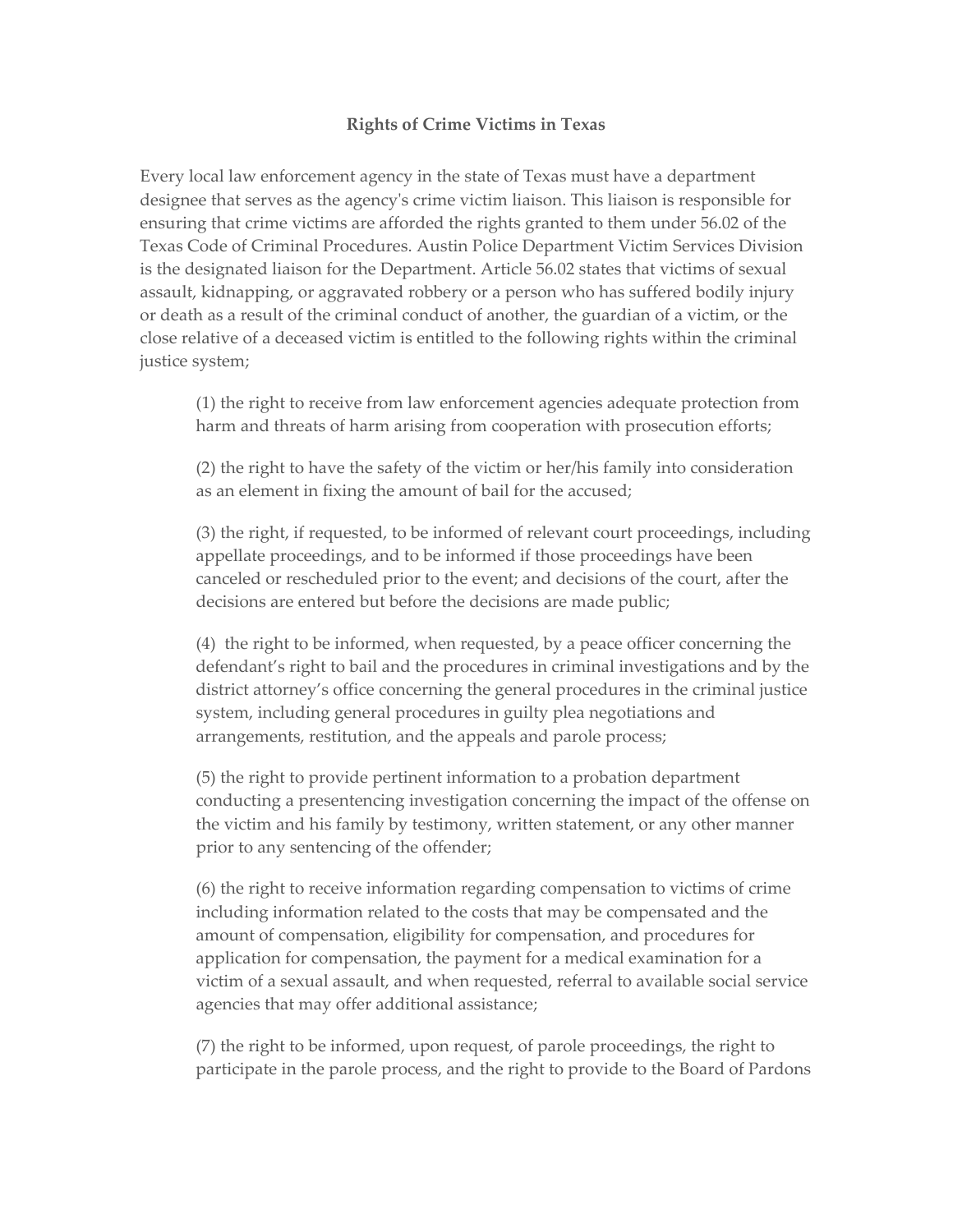# Rights of Crime Victims in Texas

Every local law enforcement agency in the state of Texas must have a department designee that serves as the agency's crime victim liaison. This liaison is responsible for ensuring that crime victims are afforded the rights granted to them under 56.02 of the Texas Code of Criminal Procedures. Austin Police Department Victim Services Division is the designated liaison for the Department. Article 56.02 states that victims of sexual assault, kidnapping, or aggravated robbery or a person who has suffered bodily injury or death as a result of the criminal conduct of another, the guardian of a victim, or the close relative of a deceased victim is entitled to the following rights within the criminal justice system;

(1) the right to receive from law enforcement agencies adequate protection from harm and threats of harm arising from cooperation with prosecution efforts;

(2) the right to have the safety of the victim or her/his family into consideration as an element in fixing the amount of bail for the accused;

(3) the right, if requested, to be informed of relevant court proceedings, including appellate proceedings, and to be informed if those proceedings have been canceled or rescheduled prior to the event; and decisions of the court, after the decisions are entered but before the decisions are made public;

(4) the right to be informed, when requested, by a peace officer concerning the defendant's right to bail and the procedures in criminal investigations and by the district attorney's office concerning the general procedures in the criminal justice system, including general procedures in guilty plea negotiations and arrangements, restitution, and the appeals and parole process;

(5) the right to provide pertinent information to a probation department conducting a presentencing investigation concerning the impact of the offense on the victim and his family by testimony, written statement, or any other manner prior to any sentencing of the offender;

(6) the right to receive information regarding compensation to victims of crime including information related to the costs that may be compensated and the amount of compensation, eligibility for compensation, and procedures for application for compensation, the payment for a medical examination for a victim of a sexual assault, and when requested, referral to available social service agencies that may offer additional assistance;

(7) the right to be informed, upon request, of parole proceedings, the right to participate in the parole process, and the right to provide to the Board of Pardons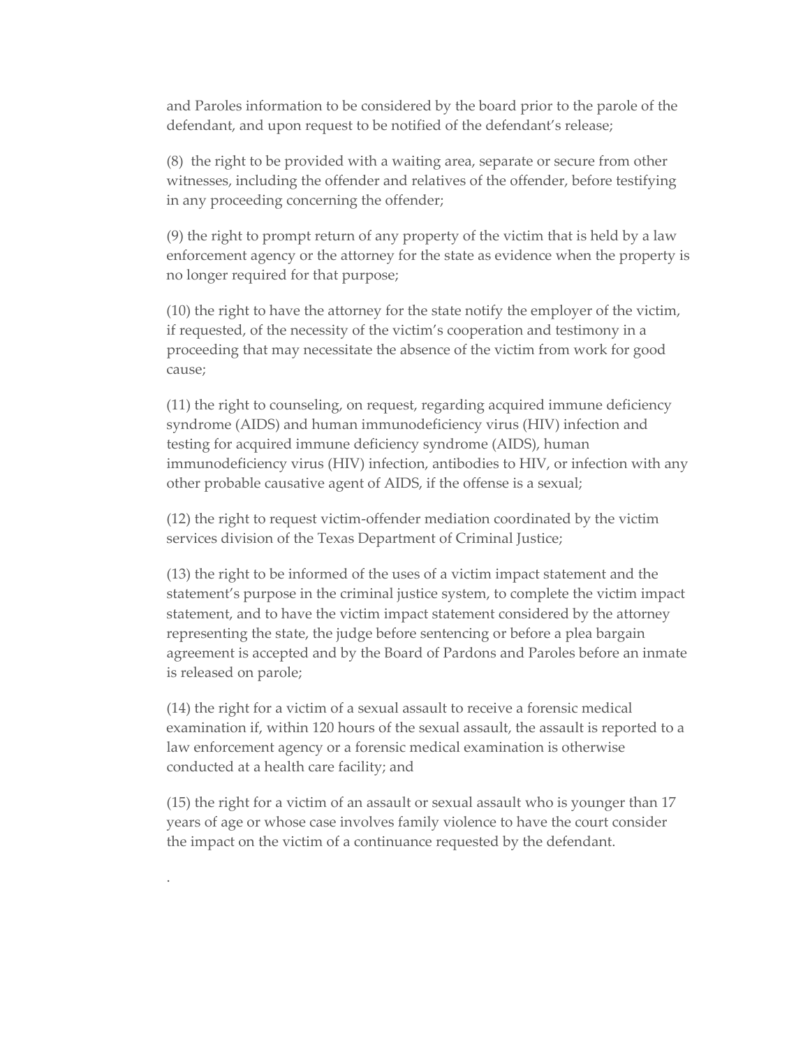and Paroles information to be considered by the board prior to the parole of the defendant, and upon request to be notified of the defendant's release;

(8) the right to be provided with a waiting area, separate or secure from other witnesses, including the offender and relatives of the offender, before testifying in any proceeding concerning the offender;

(9) the right to prompt return of any property of the victim that is held by a law enforcement agency or the attorney for the state as evidence when the property is no longer required for that purpose;

(10) the right to have the attorney for the state notify the employer of the victim, if requested, of the necessity of the victim's cooperation and testimony in a proceeding that may necessitate the absence of the victim from work for good cause;

(11) the right to counseling, on request, regarding acquired immune deficiency syndrome (AIDS) and human immunodeficiency virus (HIV) infection and testing for acquired immune deficiency syndrome (AIDS), human immunodeficiency virus (HIV) infection, antibodies to HIV, or infection with any other probable causative agent of AIDS, if the offense is a sexual;

(12) the right to request victim-offender mediation coordinated by the victim services division of the Texas Department of Criminal Justice;

(13) the right to be informed of the uses of a victim impact statement and the statement's purpose in the criminal justice system, to complete the victim impact statement, and to have the victim impact statement considered by the attorney representing the state, the judge before sentencing or before a plea bargain agreement is accepted and by the Board of Pardons and Paroles before an inmate is released on parole;

(14) the right for a victim of a sexual assault to receive a forensic medical examination if, within 120 hours of the sexual assault, the assault is reported to a law enforcement agency or a forensic medical examination is otherwise conducted at a health care facility; and

(15) the right for a victim of an assault or sexual assault who is younger than 17 years of age or whose case involves family violence to have the court consider the impact on the victim of a continuance requested by the defendant.

.